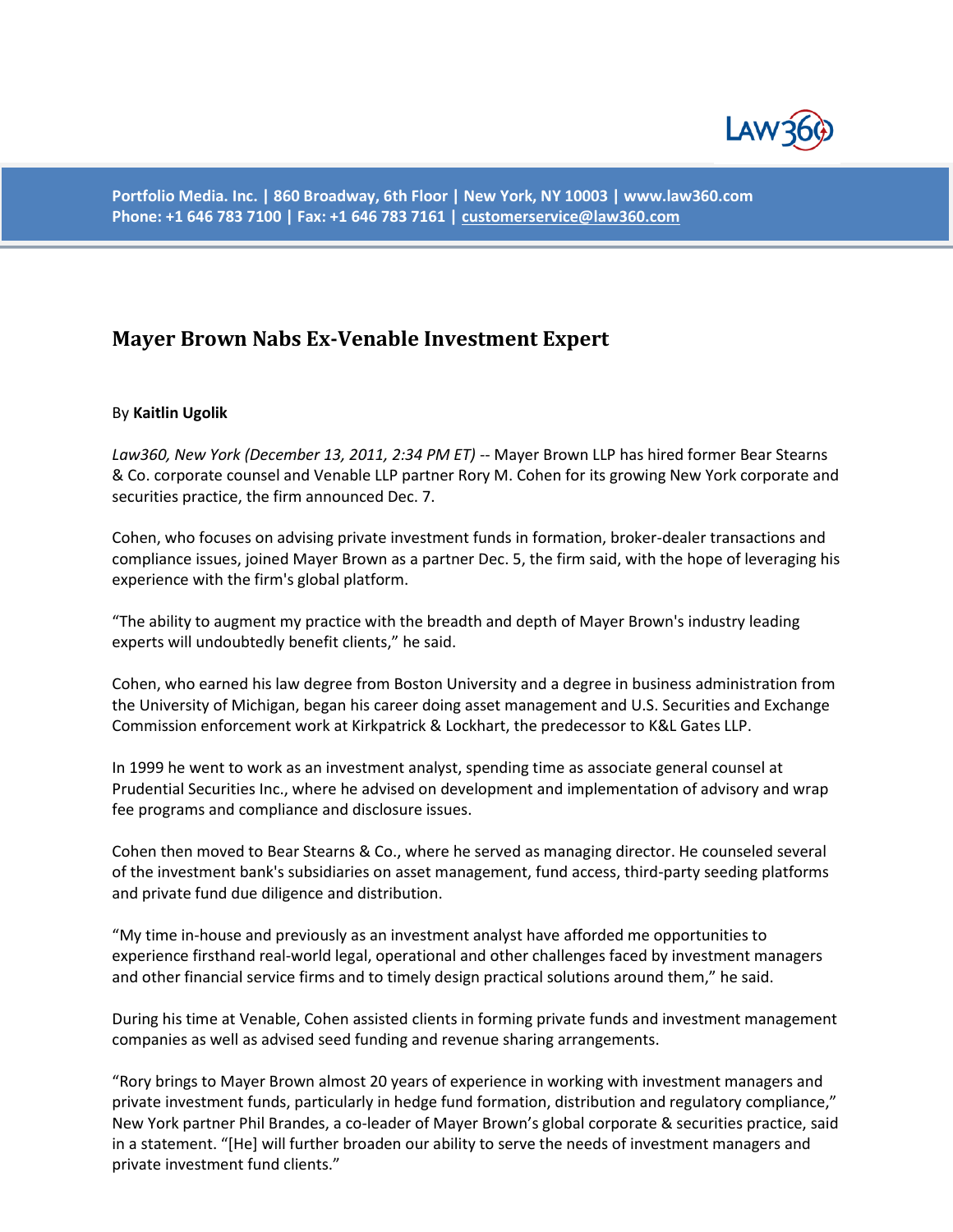Portfolio Media. Inc. | 860 Broadway, 6th Floor | New York, NY 10003 | www.law360.com
Phone: +1 646 783 7100 | Fax: +1 646 783 7161 | customerservice@law360.com

# Mayer Brown Nabs Ex-Venable Investment Expert

By **Kaitlin Ugolik**

*Law360, New York (December 13, 2011, 2:34 PM ET)* -- Mayer Brown LLP has hired former Bear Stearns & Co. corporate counsel and Venable LLP partner Rory M. Cohen for its growing New York corporate and securities practice, the firm announced Dec. 7.

Cohen, who focuses on advising private investment funds in formation, broker-dealer transactions and compliance issues, joined Mayer Brown as a partner Dec. 5, the firm said, with the hope of leveraging his experience with the firm's global platform.

"The ability to augment my practice with the breadth and depth of Mayer Brown's industry leading experts will undoubtedly benefit clients," he said.

Cohen, who earned his law degree from Boston University and a degree in business administration from the University of Michigan, began his career doing asset management and U.S. Securities and Exchange Commission enforcement work at Kirkpatrick & Lockhart, the predecessor to K&L Gates LLP.

In 1999 he went to work as an investment analyst, spending time as associate general counsel at Prudential Securities Inc., where he advised on development and implementation of advisory and wrap fee programs and compliance and disclosure issues.

Cohen then moved to Bear Stearns & Co., where he served as managing director. He counseled several of the investment bank's subsidiaries on asset management, fund access, third-party seeding platforms and private fund due diligence and distribution.

"My time in-house and previously as an investment analyst have afforded me opportunities to experience firsthand real-world legal, operational and other challenges faced by investment managers and other financial service firms and to timely design practical solutions around them," he said.

During his time at Venable, Cohen assisted clients in forming private funds and investment management companies as well as advised seed funding and revenue sharing arrangements.

"Rory brings to Mayer Brown almost 20 years of experience in working with investment managers and private investment funds, particularly in hedge fund formation, distribution and regulatory compliance," New York partner Phil Brandes, a co-leader of Mayer Brown's global corporate & securities practice, said in a statement. "[He] will further broaden our ability to serve the needs of investment managers and private investment fund clients."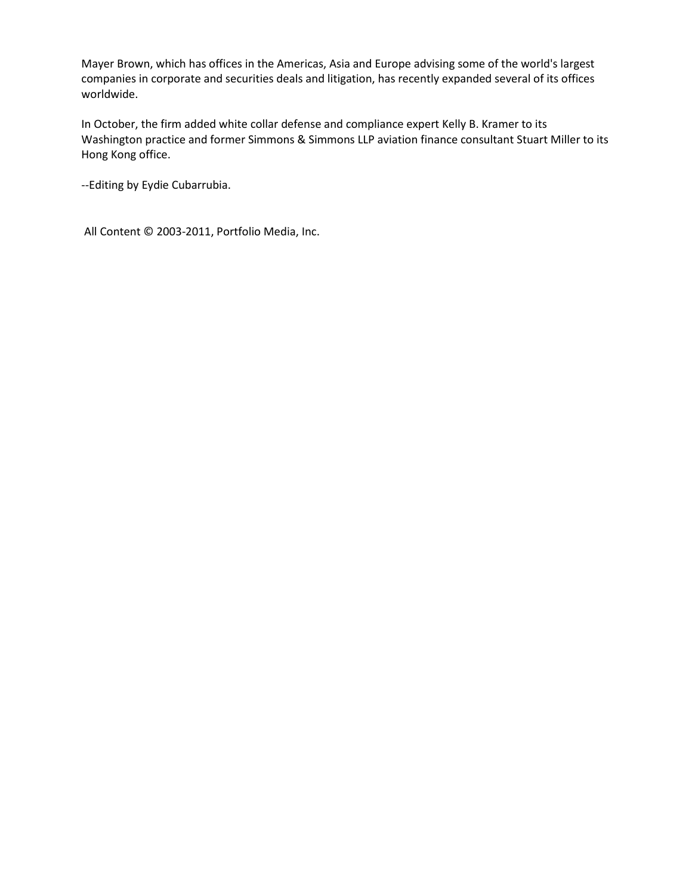Mayer Brown, which has offices in the Americas, Asia and Europe advising some of the world's largest companies in corporate and securities deals and litigation, has recently expanded several of its offices worldwide.

In October, the firm added white collar defense and compliance expert Kelly B. Kramer to its Washington practice and former Simmons & Simmons LLP aviation finance consultant Stuart Miller to its Hong Kong office.

--Editing by Eydie Cubarrubia.

All Content © 2003-2011, Portfolio Media, Inc.